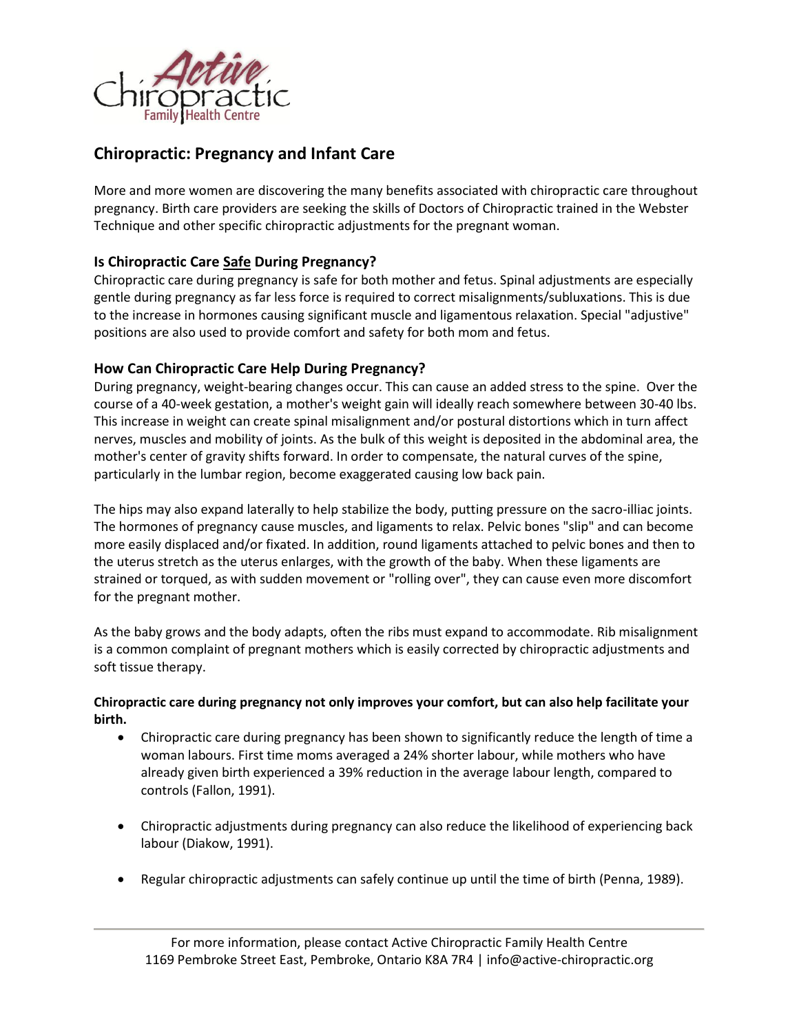# Chiropractic: Pregnancy and Infant Care

More and more women are discovering the many benefits associated with chiropractic care throughout pregnancy. Birth care providers are seeking the skills of Doctors of Chiropractic trained in the Webster Technique and other specific chiropractic adjustments for the pregnant woman.

## Is Chiropractic Care Safe During Pregnancy?

Chiropractic care during pregnancy is safe for both mother and fetus. Spinal adjustments are especially gentle during pregnancy as far less force is required to correct misalignments/subluxations. This is due to the increase in hormones causing significant muscle and ligamentous relaxation. Special "adjustive" positions are also used to provide comfort and safety for both mom and fetus.

## How Can Chiropractic Care Help During Pregnancy?

During pregnancy, weight-bearing changes occur. This can cause an added stress to the spine. Over the course of a 40-week gestation, a mother's weight gain will ideally reach somewhere between 30-40 lbs. This increase in weight can create spinal misalignment and/or postural distortions which in turn affect nerves, muscles and mobility of joints. As the bulk of this weight is deposited in the abdominal area, the mother's center of gravity shifts forward. In order to compensate, the natural curves of the spine, particularly in the lumbar region, become exaggerated causing low back pain.

The hips may also expand laterally to help stabilize the body, putting pressure on the sacro-illiac joints. The hormones of pregnancy cause muscles, and ligaments to relax. Pelvic bones "slip" and can become more easily displaced and/or fixated. In addition, round ligaments attached to pelvic bones and then to the uterus stretch as the uterus enlarges, with the growth of the baby. When these ligaments are strained or torqued, as with sudden movement or "rolling over", they can cause even more discomfort for the pregnant mother.

As the baby grows and the body adapts, often the ribs must expand to accommodate. Rib misalignment is a common complaint of pregnant mothers which is easily corrected by chiropractic adjustments and soft tissue therapy.

**Chiropractic care during pregnancy not only improves your comfort, but can also help facilitate your birth.**

- Chiropractic care during pregnancy has been shown to significantly reduce the length of time a woman labours. First time moms averaged a 24% shorter labour, while mothers who have already given birth experienced a 39% reduction in the average labour length, compared to controls (Fallon, 1991).
- Chiropractic adjustments during pregnancy can also reduce the likelihood of experiencing back labour (Diakow, 1991).
- Regular chiropractic adjustments can safely continue up until the time of birth (Penna, 1989).

For more information, please contact Active Chiropractic Family Health Centre
1169 Pembroke Street East, Pembroke, Ontario K8A 7R4 | info@active-chiropractic.org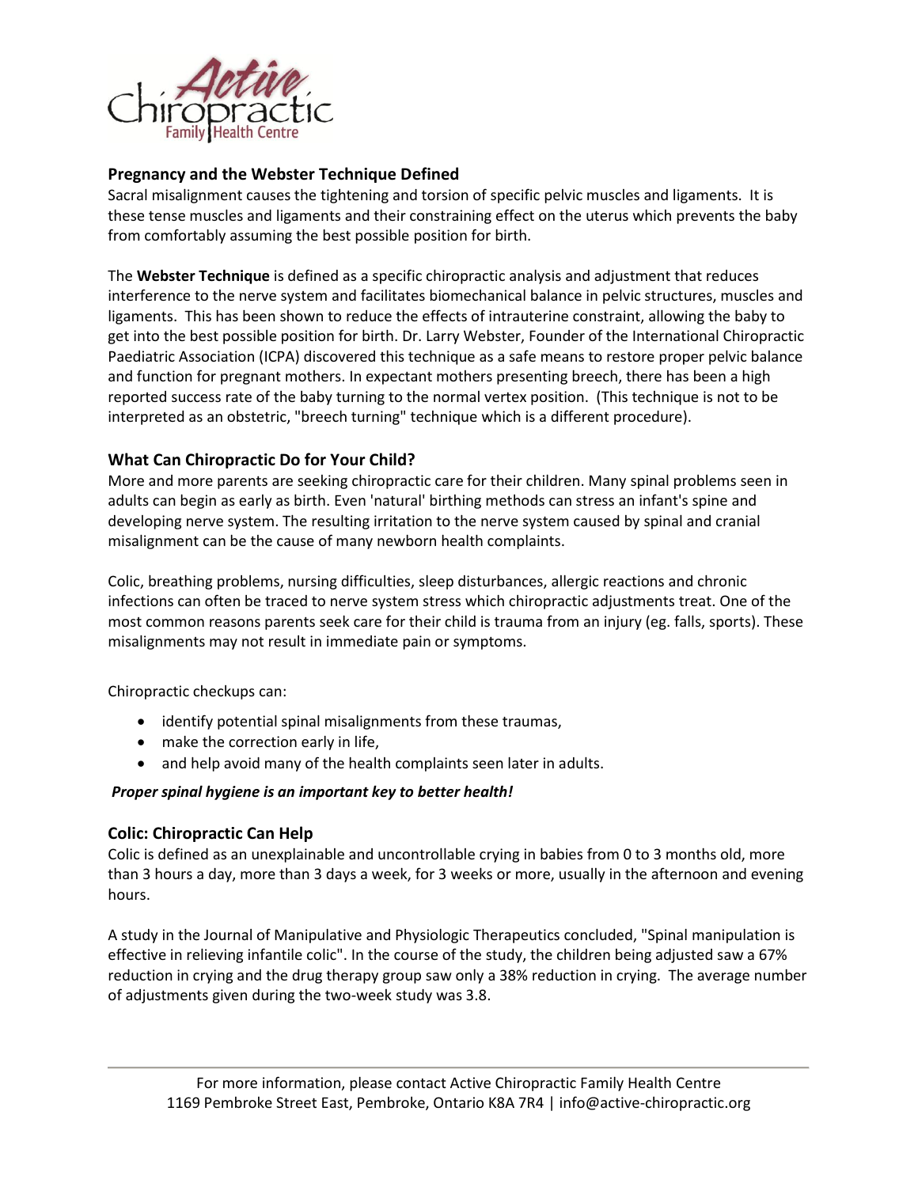## Pregnancy and the Webster Technique Defined

Sacral misalignment causes the tightening and torsion of specific pelvic muscles and ligaments. It is these tense muscles and ligaments and their constraining effect on the uterus which prevents the baby from comfortably assuming the best possible position for birth.

The **Webster Technique** is defined as a specific chiropractic analysis and adjustment that reduces interference to the nerve system and facilitates biomechanical balance in pelvic structures, muscles and ligaments. This has been shown to reduce the effects of intrauterine constraint, allowing the baby to get into the best possible position for birth. Dr. Larry Webster, Founder of the International Chiropractic Paediatric Association (ICPA) discovered this technique as a safe means to restore proper pelvic balance and function for pregnant mothers. In expectant mothers presenting breech, there has been a high reported success rate of the baby turning to the normal vertex position. (This technique is not to be interpreted as an obstetric, "breech turning" technique which is a different procedure).

## What Can Chiropractic Do for Your Child?

More and more parents are seeking chiropractic care for their children. Many spinal problems seen in adults can begin as early as birth. Even 'natural' birthing methods can stress an infant's spine and developing nerve system. The resulting irritation to the nerve system caused by spinal and cranial misalignment can be the cause of many newborn health complaints.

Colic, breathing problems, nursing difficulties, sleep disturbances, allergic reactions and chronic infections can often be traced to nerve system stress which chiropractic adjustments treat. One of the most common reasons parents seek care for their child is trauma from an injury (eg. falls, sports). These misalignments may not result in immediate pain or symptoms.

Chiropractic checkups can:

- identify potential spinal misalignments from these traumas,
- make the correction early in life,
- and help avoid many of the health complaints seen later in adults.

***Proper spinal hygiene is an important key to better health!***

## Colic: Chiropractic Can Help

Colic is defined as an unexplainable and uncontrollable crying in babies from 0 to 3 months old, more than 3 hours a day, more than 3 days a week, for 3 weeks or more, usually in the afternoon and evening hours.

A study in the Journal of Manipulative and Physiologic Therapeutics concluded, "Spinal manipulation is effective in relieving infantile colic". In the course of the study, the children being adjusted saw a 67% reduction in crying and the drug therapy group saw only a 38% reduction in crying. The average number of adjustments given during the two-week study was 3.8.